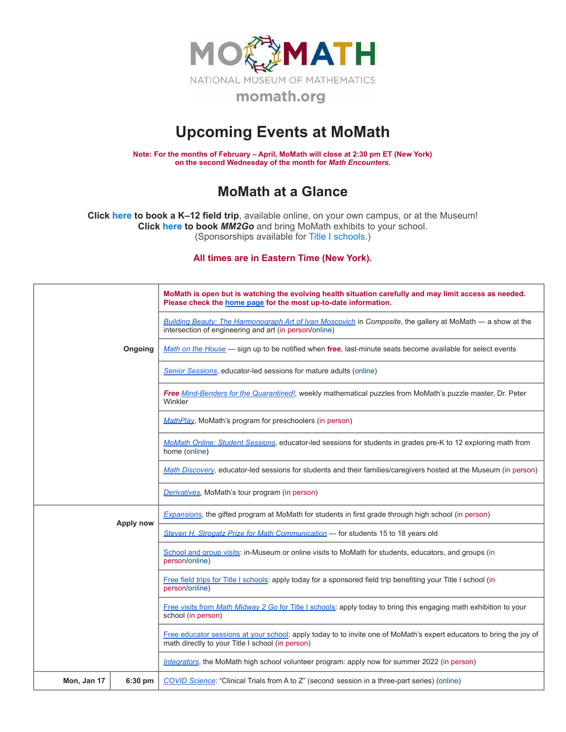MOMATH

NATIONAL MUSEUM OF MATHEMATICS

momath.org

# Upcoming Events at MoMath

**Note: For the months of February – April, MoMath will close at 2:30 pm ET (New York) on the second Wednesday of the month for *Math Encounters*.**

## MoMath at a Glance

**Click here to book a K–12 field trip**, available online, on your own campus, or at the Museum!
**Click here to book *MM2Go*** and bring MoMath exhibits to your school.
(Sponsorships available for Title I schools.)

**All times are in Eastern Time (New York).**

| | | |
|---|---|---|
| **Ongoing** | | **MoMath is open but is watching the evolving health situation carefully and may limit access as needed. Please check the home page for the most up-to-date information.** |
| | | *Building Beauty: The Harmonograph Art of Ivan Moscovich* in *Composite*, the gallery at MoMath — a show at the intersection of engineering and art (in person/online) |
| | | *Math on the House* — sign up to be notified when **free**, last-minute seats become available for select events |
| | | *Senior Sessions*, educator-led sessions for mature adults (online) |
| | | ***Free*** *Mind-Benders for the Quarantined!*, weekly mathematical puzzles from MoMath's puzzle master, Dr. Peter Winkler |
| | | *MathPlay*, MoMath's program for preschoolers (in person) |
| | | *MoMath Online: Student Sessions*, educator-led sessions for students in grades pre-K to 12 exploring math from home (online) |
| | | *Math Discovery*, educator-led sessions for students and their families/caregivers hosted at the Museum (in person) |
| | | *Derivatives*, MoMath's tour program (in person) |
| **Apply now** | | *Expansions*, the gifted program at MoMath for students in first grade through high school (in person) |
| | | *Steven H. Strogatz Prize for Math Communication* — for students 15 to 18 years old |
| | | School and group visits: in-Museum or online visits to MoMath for students, educators, and groups (in person/online) |
| | | Free field trips for Title I schools: apply today for a sponsored field trip benefiting your Title I school (in person/online) |
| | | Free visits from *Math Midway 2 Go* for Title I schools: apply today to bring this engaging math exhibition to your school (in person) |
| | | Free educator sessions at your school: apply today to to invite one of MoMath's expert educators to bring the joy of math directly to your Title I school (in person) |
| | | *Integrators*, the MoMath high school volunteer program: apply now for summer 2022 (in person) |
| **Mon, Jan 17** | **6:30 pm** | *COVID Science*: "Clinical Trials from A to Z" (second session in a three-part series) (online) |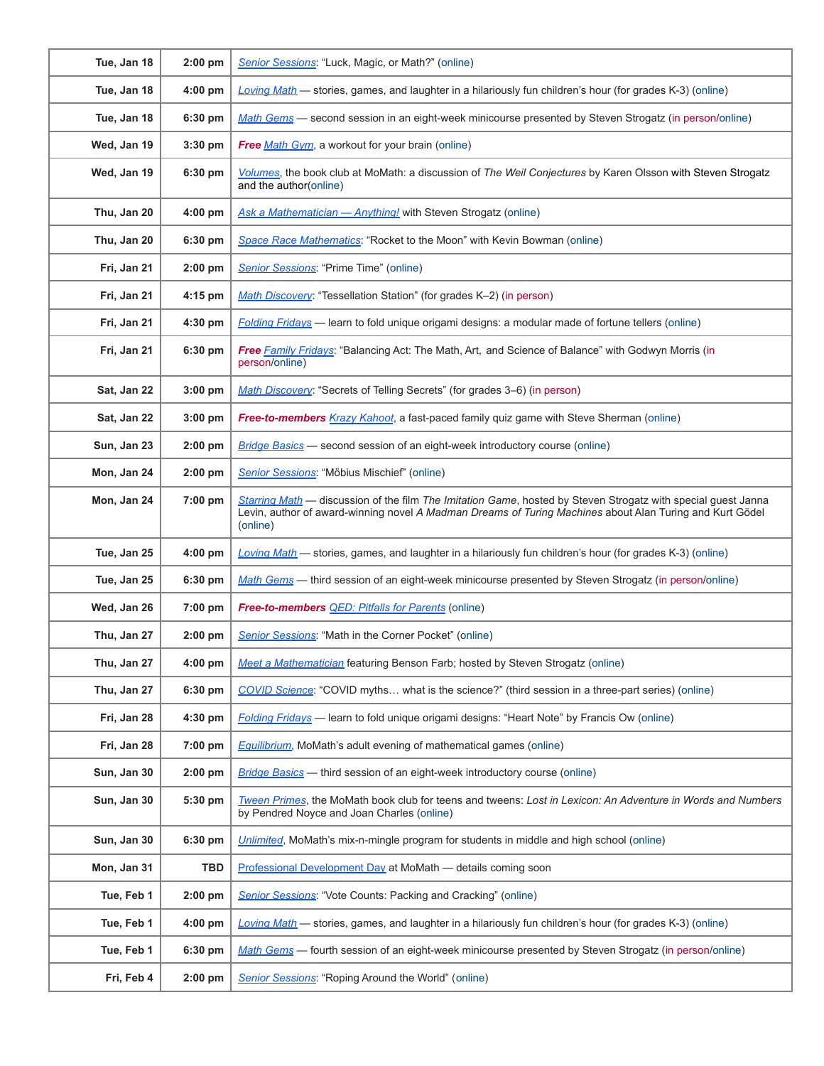| Tue, Jan 18 | 2:00 pm | *Senior Sessions*: “Luck, Magic, or Math?” (online) |
|---|---|---|
| Tue, Jan 18 | 4:00 pm | *Loving Math* — stories, games, and laughter in a hilariously fun children’s hour (for grades K-3) (online) |
| Tue, Jan 18 | 6:30 pm | *Math Gems* — second session in an eight-week minicourse presented by Steven Strogatz (in person/online) |
| Wed, Jan 19 | 3:30 pm | ***Free*** *Math Gym*, a workout for your brain (online) |
| Wed, Jan 19 | 6:30 pm | *Volumes*, the book club at MoMath: a discussion of *The Weil Conjectures* by Karen Olsson with Steven Strogatz and the author(online) |
| Thu, Jan 20 | 4:00 pm | *Ask a Mathematician — Anything!* with Steven Strogatz (online) |
| Thu, Jan 20 | 6:30 pm | *Space Race Mathematics*: “Rocket to the Moon” with Kevin Bowman (online) |
| Fri, Jan 21 | 2:00 pm | *Senior Sessions*: “Prime Time” (online) |
| Fri, Jan 21 | 4:15 pm | *Math Discovery*: “Tessellation Station” (for grades K–2) (in person) |
| Fri, Jan 21 | 4:30 pm | *Folding Fridays* — learn to fold unique origami designs: a modular made of fortune tellers (online) |
| Fri, Jan 21 | 6:30 pm | ***Free*** *Family Fridays*: “Balancing Act: The Math, Art, and Science of Balance” with Godwyn Morris (in person/online) |
| Sat, Jan 22 | 3:00 pm | *Math Discovery*: “Secrets of Telling Secrets” (for grades 3–6) (in person) |
| Sat, Jan 22 | 3:00 pm | ***Free-to-members*** *Krazy Kahoot*, a fast-paced family quiz game with Steve Sherman (online) |
| Sun, Jan 23 | 2:00 pm | *Bridge Basics* — second session of an eight-week introductory course (online) |
| Mon, Jan 24 | 2:00 pm | *Senior Sessions*: “Möbius Mischief” (online) |
| Mon, Jan 24 | 7:00 pm | *Starring Math* — discussion of the film *The Imitation Game*, hosted by Steven Strogatz with special guest Janna Levin, author of award-winning novel *A Madman Dreams of Turing Machines* about Alan Turing and Kurt Gödel (online) |
| Tue, Jan 25 | 4:00 pm | *Loving Math* — stories, games, and laughter in a hilariously fun children’s hour (for grades K-3) (online) |
| Tue, Jan 25 | 6:30 pm | *Math Gems* — third session of an eight-week minicourse presented by Steven Strogatz (in person/online) |
| Wed, Jan 26 | 7:00 pm | ***Free-to-members*** *QED: Pitfalls for Parents* (online) |
| Thu, Jan 27 | 2:00 pm | *Senior Sessions*: “Math in the Corner Pocket” (online) |
| Thu, Jan 27 | 4:00 pm | *Meet a Mathematician* featuring Benson Farb; hosted by Steven Strogatz (online) |
| Thu, Jan 27 | 6:30 pm | *COVID Science*: “COVID myths… what is the science?” (third session in a three-part series) (online) |
| Fri, Jan 28 | 4:30 pm | *Folding Fridays* — learn to fold unique origami designs: “Heart Note” by Francis Ow (online) |
| Fri, Jan 28 | 7:00 pm | *Equilibrium*, MoMath’s adult evening of mathematical games (online) |
| Sun, Jan 30 | 2:00 pm | *Bridge Basics* — third session of an eight-week introductory course (online) |
| Sun, Jan 30 | 5:30 pm | *Tween Primes*, the MoMath book club for teens and tweens: *Lost in Lexicon: An Adventure in Words and Numbers* by Pendred Noyce and Joan Charles (online) |
| Sun, Jan 30 | 6:30 pm | *Unlimited*, MoMath’s mix-n-mingle program for students in middle and high school (online) |
| Mon, Jan 31 | TBD | Professional Development Day at MoMath — details coming soon |
| Tue, Feb 1 | 2:00 pm | *Senior Sessions*: “Vote Counts: Packing and Cracking” (online) |
| Tue, Feb 1 | 4:00 pm | *Loving Math* — stories, games, and laughter in a hilariously fun children’s hour (for grades K-3) (online) |
| Tue, Feb 1 | 6:30 pm | *Math Gems* — fourth session of an eight-week minicourse presented by Steven Strogatz (in person/online) |
| Fri, Feb 4 | 2:00 pm | *Senior Sessions*: “Roping Around the World” (online) |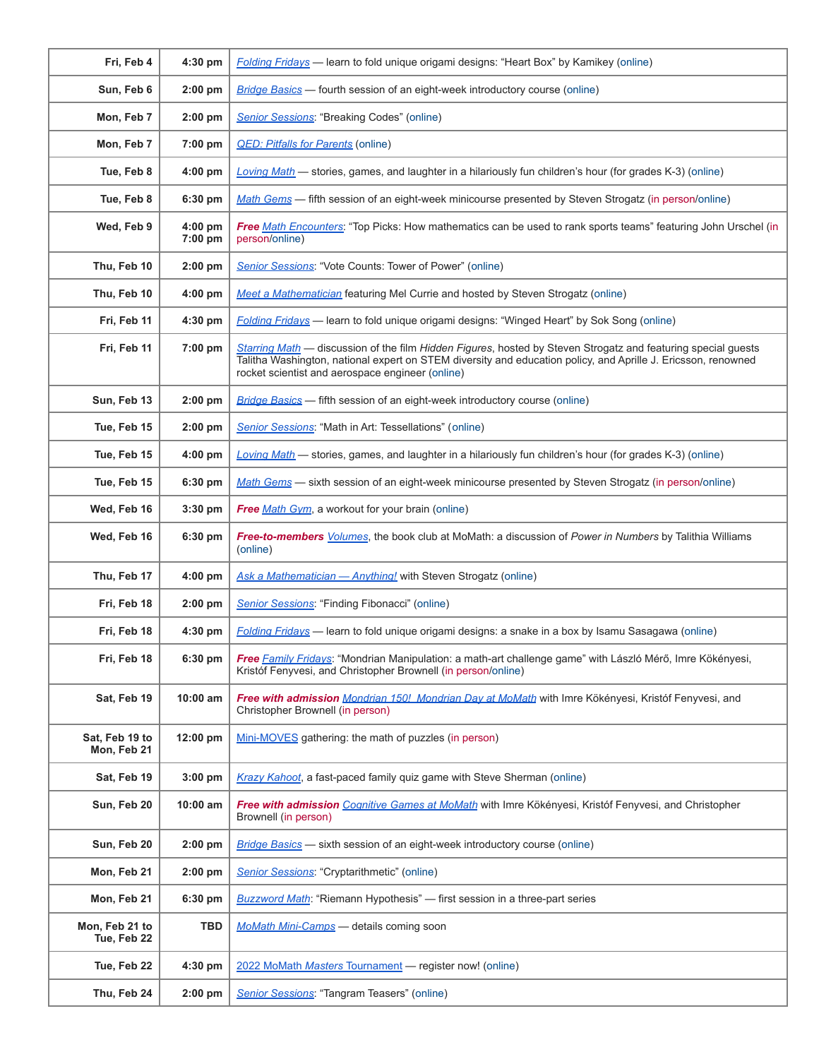| | | |
|---|---|---|
| **Fri, Feb 4** | **4:30 pm** | Folding Fridays — learn to fold unique origami designs: "Heart Box" by Kamikey (online) |
| **Sun, Feb 6** | **2:00 pm** | Bridge Basics — fourth session of an eight-week introductory course (online) |
| **Mon, Feb 7** | **2:00 pm** | Senior Sessions: "Breaking Codes" (online) |
| **Mon, Feb 7** | **7:00 pm** | QED: Pitfalls for Parents (online) |
| **Tue, Feb 8** | **4:00 pm** | Loving Math — stories, games, and laughter in a hilariously fun children's hour (for grades K-3) (online) |
| **Tue, Feb 8** | **6:30 pm** | Math Gems — fifth session of an eight-week minicourse presented by Steven Strogatz (in person/online) |
| **Wed, Feb 9** | **4:00 pm 7:00 pm** | ***Free*** Math Encounters: "Top Picks: How mathematics can be used to rank sports teams" featuring John Urschel (in person/online) |
| **Thu, Feb 10** | **2:00 pm** | Senior Sessions: "Vote Counts: Tower of Power" (online) |
| **Thu, Feb 10** | **4:00 pm** | Meet a Mathematician featuring Mel Currie and hosted by Steven Strogatz (online) |
| **Fri, Feb 11** | **4:30 pm** | Folding Fridays — learn to fold unique origami designs: "Winged Heart" by Sok Song (online) |
| **Fri, Feb 11** | **7:00 pm** | Starring Math — discussion of the film *Hidden Figures*, hosted by Steven Strogatz and featuring special guests Talitha Washington, national expert on STEM diversity and education policy, and Aprille J. Ericsson, renowned rocket scientist and aerospace engineer (online) |
| **Sun, Feb 13** | **2:00 pm** | Bridge Basics — fifth session of an eight-week introductory course (online) |
| **Tue, Feb 15** | **2:00 pm** | Senior Sessions: "Math in Art: Tessellations" (online) |
| **Tue, Feb 15** | **4:00 pm** | Loving Math — stories, games, and laughter in a hilariously fun children's hour (for grades K-3) (online) |
| **Tue, Feb 15** | **6:30 pm** | Math Gems — sixth session of an eight-week minicourse presented by Steven Strogatz (in person/online) |
| **Wed, Feb 16** | **3:30 pm** | ***Free*** Math Gym, a workout for your brain (online) |
| **Wed, Feb 16** | **6:30 pm** | ***Free-to-members*** Volumes, the book club at MoMath: a discussion of *Power in Numbers* by Talithia Williams (online) |
| **Thu, Feb 17** | **4:00 pm** | Ask a Mathematician — Anything! with Steven Strogatz (online) |
| **Fri, Feb 18** | **2:00 pm** | Senior Sessions: "Finding Fibonacci" (online) |
| **Fri, Feb 18** | **4:30 pm** | Folding Fridays — learn to fold unique origami designs: a snake in a box by Isamu Sasagawa (online) |
| **Fri, Feb 18** | **6:30 pm** | ***Free*** Family Fridays: "Mondrian Manipulation: a math-art challenge game" with László Mérő, Imre Kökényesi, Kristóf Fenyvesi, and Christopher Brownell (in person/online) |
| **Sat, Feb 19** | **10:00 am** | ***Free with admission*** Mondrian 150! Mondrian Day at MoMath with Imre Kökényesi, Kristóf Fenyvesi, and Christopher Brownell (in person) |
| **Sat, Feb 19 to Mon, Feb 21** | **12:00 pm** | Mini-MOVES gathering: the math of puzzles (in person) |
| **Sat, Feb 19** | **3:00 pm** | Krazy Kahoot, a fast-paced family quiz game with Steve Sherman (online) |
| **Sun, Feb 20** | **10:00 am** | ***Free with admission*** Cognitive Games at MoMath with Imre Kökényesi, Kristóf Fenyvesi, and Christopher Brownell (in person) |
| **Sun, Feb 20** | **2:00 pm** | Bridge Basics — sixth session of an eight-week introductory course (online) |
| **Mon, Feb 21** | **2:00 pm** | Senior Sessions: "Cryptarithmetic" (online) |
| **Mon, Feb 21** | **6:30 pm** | Buzzword Math: "Riemann Hypothesis" — first session in a three-part series |
| **Mon, Feb 21 to Tue, Feb 22** | **TBD** | MoMath Mini-Camps — details coming soon |
| **Tue, Feb 22** | **4:30 pm** | 2022 MoMath Masters Tournament — register now! (online) |
| **Thu, Feb 24** | **2:00 pm** | Senior Sessions: "Tangram Teasers" (online) |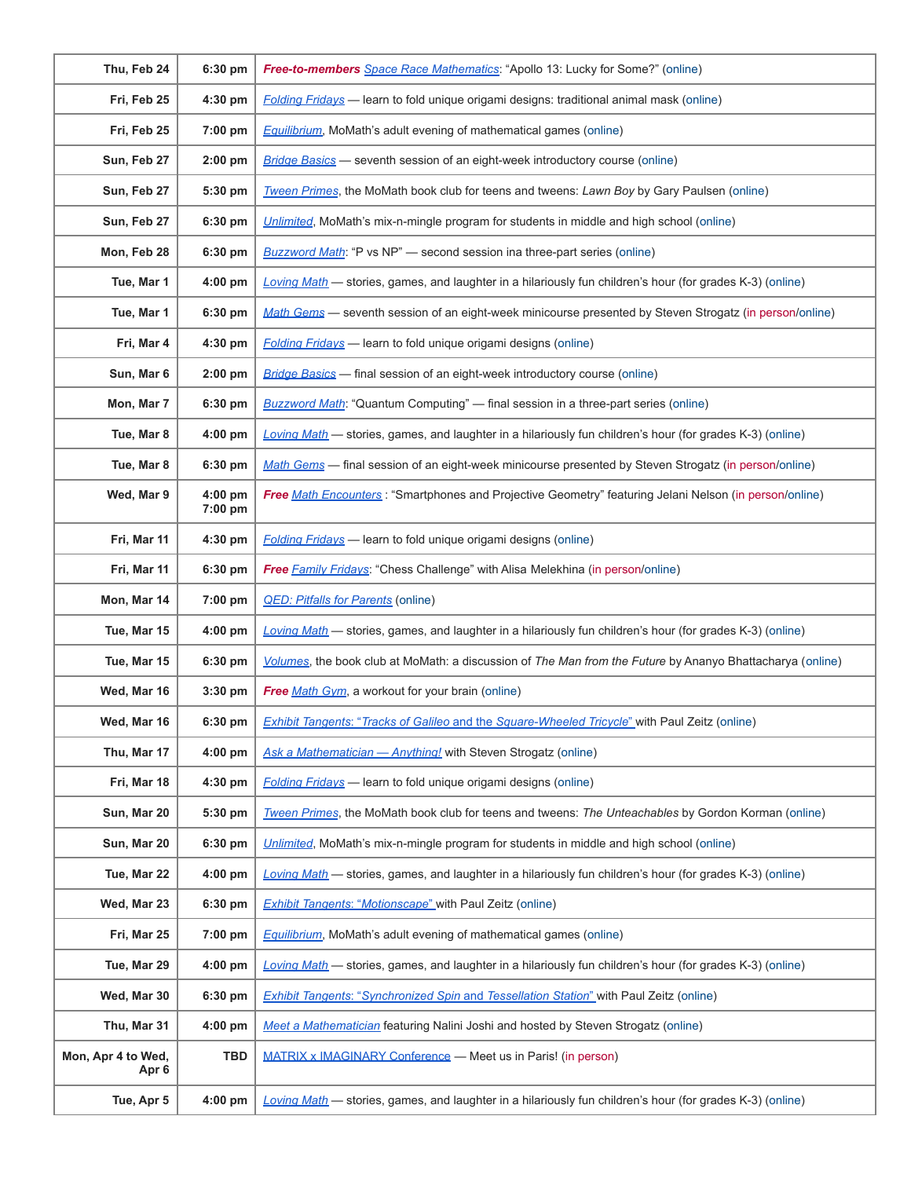| | | |
|---|---|---|
| Thu, Feb 24 | 6:30 pm | ***Free-to-members*** *Space Race Mathematics*: "Apollo 13: Lucky for Some?" (online) |
| Fri, Feb 25 | 4:30 pm | *Folding Fridays* — learn to fold unique origami designs: traditional animal mask (online) |
| Fri, Feb 25 | 7:00 pm | *Equilibrium*, MoMath's adult evening of mathematical games (online) |
| Sun, Feb 27 | 2:00 pm | *Bridge Basics* — seventh session of an eight-week introductory course (online) |
| Sun, Feb 27 | 5:30 pm | *Tween Primes*, the MoMath book club for teens and tweens: *Lawn Boy* by Gary Paulsen (online) |
| Sun, Feb 27 | 6:30 pm | *Unlimited*, MoMath's mix-n-mingle program for students in middle and high school (online) |
| Mon, Feb 28 | 6:30 pm | *Buzzword Math*: "P vs NP" — second session ina three-part series (online) |
| Tue, Mar 1 | 4:00 pm | *Loving Math* — stories, games, and laughter in a hilariously fun children's hour (for grades K-3) (online) |
| Tue, Mar 1 | 6:30 pm | *Math Gems* — seventh session of an eight-week minicourse presented by Steven Strogatz (in person/online) |
| Fri, Mar 4 | 4:30 pm | *Folding Fridays* — learn to fold unique origami designs (online) |
| Sun, Mar 6 | 2:00 pm | *Bridge Basics* — final session of an eight-week introductory course (online) |
| Mon, Mar 7 | 6:30 pm | *Buzzword Math*: "Quantum Computing" — final session in a three-part series (online) |
| Tue, Mar 8 | 4:00 pm | *Loving Math* — stories, games, and laughter in a hilariously fun children's hour (for grades K-3) (online) |
| Tue, Mar 8 | 6:30 pm | *Math Gems* — final session of an eight-week minicourse presented by Steven Strogatz (in person/online) |
| Wed, Mar 9 | 4:00 pm<br>7:00 pm | ***Free*** *Math Encounters* : "Smartphones and Projective Geometry" featuring Jelani Nelson (in person/online) |
| Fri, Mar 11 | 4:30 pm | *Folding Fridays* — learn to fold unique origami designs (online) |
| Fri, Mar 11 | 6:30 pm | ***Free*** *Family Fridays*: "Chess Challenge" with Alisa Melekhina (in person/online) |
| Mon, Mar 14 | 7:00 pm | *QED: Pitfalls for Parents* (online) |
| Tue, Mar 15 | 4:00 pm | *Loving Math* — stories, games, and laughter in a hilariously fun children's hour (for grades K-3) (online) |
| Tue, Mar 15 | 6:30 pm | *Volumes*, the book club at MoMath: a discussion of *The Man from the Future* by Ananyo Bhattacharya (online) |
| Wed, Mar 16 | 3:30 pm | ***Free*** *Math Gym*, a workout for your brain (online) |
| Wed, Mar 16 | 6:30 pm | *Exhibit Tangents: "Tracks of Galileo and the Square-Wheeled Tricycle"* with Paul Zeitz (online) |
| Thu, Mar 17 | 4:00 pm | *Ask a Mathematician — Anything!* with Steven Strogatz (online) |
| Fri, Mar 18 | 4:30 pm | *Folding Fridays* — learn to fold unique origami designs (online) |
| Sun, Mar 20 | 5:30 pm | *Tween Primes*, the MoMath book club for teens and tweens: *The Unteachables* by Gordon Korman (online) |
| Sun, Mar 20 | 6:30 pm | *Unlimited*, MoMath's mix-n-mingle program for students in middle and high school (online) |
| Tue, Mar 22 | 4:00 pm | *Loving Math* — stories, games, and laughter in a hilariously fun children's hour (for grades K-3) (online) |
| Wed, Mar 23 | 6:30 pm | *Exhibit Tangents: "Motionscape"* with Paul Zeitz (online) |
| Fri, Mar 25 | 7:00 pm | *Equilibrium*, MoMath's adult evening of mathematical games (online) |
| Tue, Mar 29 | 4:00 pm | *Loving Math* — stories, games, and laughter in a hilariously fun children's hour (for grades K-3) (online) |
| Wed, Mar 30 | 6:30 pm | *Exhibit Tangents: "Synchronized Spin and Tessellation Station"* with Paul Zeitz (online) |
| Thu, Mar 31 | 4:00 pm | *Meet a Mathematician* featuring Nalini Joshi and hosted by Steven Strogatz (online) |
| Mon, Apr 4 to Wed, Apr 6 | TBD | MATRIX x IMAGINARY Conference — Meet us in Paris! (in person) |
| Tue, Apr 5 | 4:00 pm | *Loving Math* — stories, games, and laughter in a hilariously fun children's hour (for grades K-3) (online) |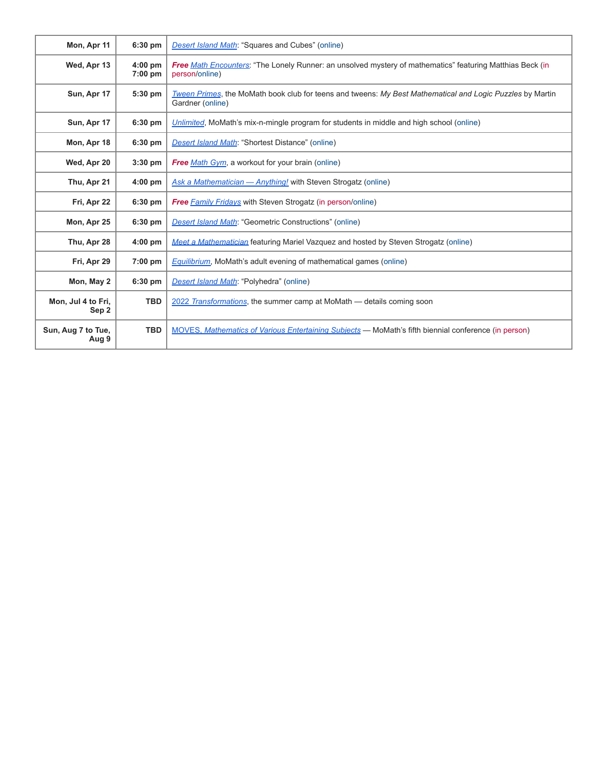| | | |
|---|---|---|
| **Mon, Apr 11** | **6:30 pm** | *Desert Island Math*: “Squares and Cubes” (online) |
| **Wed, Apr 13** | **4:00 pm 7:00 pm** | ***Free*** *Math Encounters*: “The Lonely Runner: an unsolved mystery of mathematics” featuring Matthias Beck (in person/online) |
| **Sun, Apr 17** | **5:30 pm** | *Tween Primes*, the MoMath book club for teens and tweens: *My Best Mathematical and Logic Puzzles* by Martin Gardner (online) |
| **Sun, Apr 17** | **6:30 pm** | *Unlimited*, MoMath’s mix-n-mingle program for students in middle and high school (online) |
| **Mon, Apr 18** | **6:30 pm** | *Desert Island Math*: “Shortest Distance” (online) |
| **Wed, Apr 20** | **3:30 pm** | ***Free*** *Math Gym*, a workout for your brain (online) |
| **Thu, Apr 21** | **4:00 pm** | *Ask a Mathematician — Anything!* with Steven Strogatz (online) |
| **Fri, Apr 22** | **6:30 pm** | ***Free*** *Family Fridays* with Steven Strogatz (in person/online) |
| **Mon, Apr 25** | **6:30 pm** | *Desert Island Math*: “Geometric Constructions” (online) |
| **Thu, Apr 28** | **4:00 pm** | *Meet a Mathematician* featuring Mariel Vazquez and hosted by Steven Strogatz (online) |
| **Fri, Apr 29** | **7:00 pm** | *Equilibrium*, MoMath’s adult evening of mathematical games (online) |
| **Mon, May 2** | **6:30 pm** | *Desert Island Math*: “Polyhedra” (online) |
| **Mon, Jul 4 to Fri, Sep 2** | **TBD** | 2022 *Transformations*, the summer camp at MoMath — details coming soon |
| **Sun, Aug 7 to Tue, Aug 9** | **TBD** | MOVES, *Mathematics of Various Entertaining Subjects* — MoMath’s fifth biennial conference (in person) |